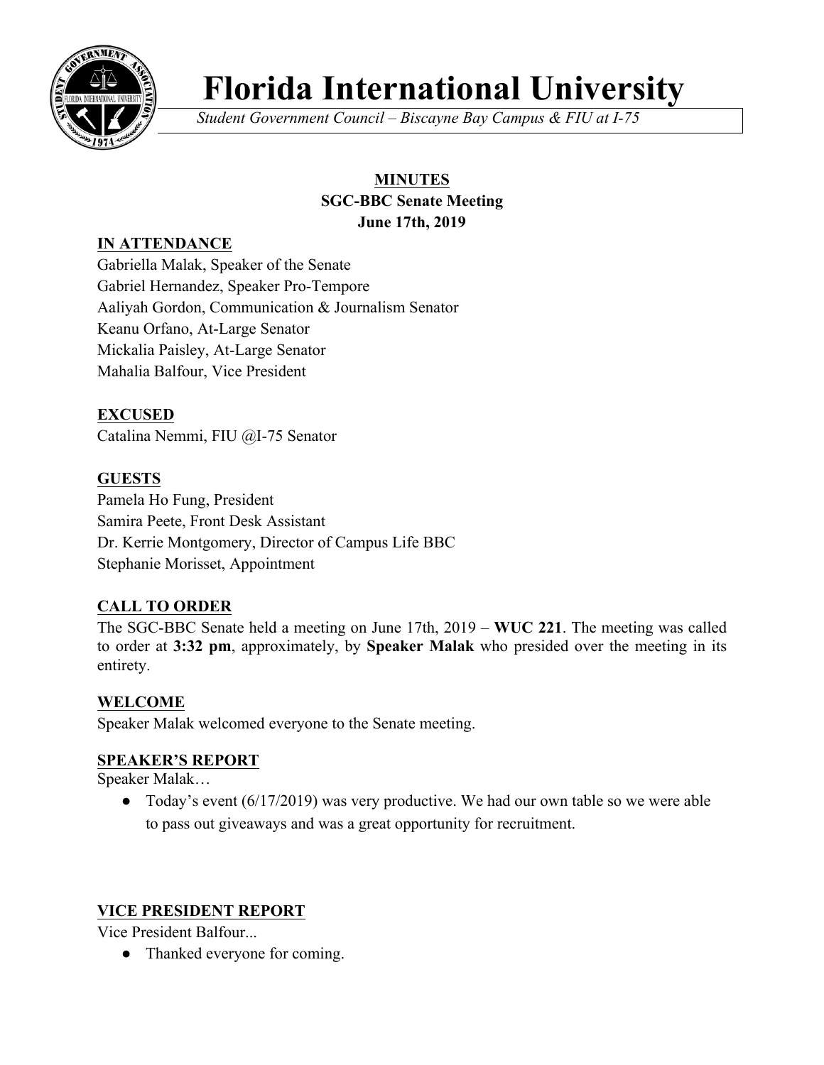# Florida International University

*Student Government Council – Biscayne Bay Campus & FIU at I-75*

**MINUTES**
**SGC-BBC Senate Meeting**
**June 17th, 2019**

## IN ATTENDANCE

Gabriella Malak, Speaker of the Senate
Gabriel Hernandez, Speaker Pro-Tempore
Aaliyah Gordon, Communication & Journalism Senator
Keanu Orfano, At-Large Senator
Mickalia Paisley, At-Large Senator
Mahalia Balfour, Vice President

## EXCUSED

Catalina Nemmi, FIU @I-75 Senator

## GUESTS

Pamela Ho Fung, President
Samira Peete, Front Desk Assistant
Dr. Kerrie Montgomery, Director of Campus Life BBC
Stephanie Morisset, Appointment

## CALL TO ORDER

The SGC-BBC Senate held a meeting on June 17th, 2019 – **WUC 221**. The meeting was called to order at **3:32 pm**, approximately, by **Speaker Malak** who presided over the meeting in its entirety.

## WELCOME

Speaker Malak welcomed everyone to the Senate meeting.

## SPEAKER'S REPORT

Speaker Malak…

- Today's event (6/17/2019) was very productive. We had our own table so we were able to pass out giveaways and was a great opportunity for recruitment.

## VICE PRESIDENT REPORT

Vice President Balfour...

- Thanked everyone for coming.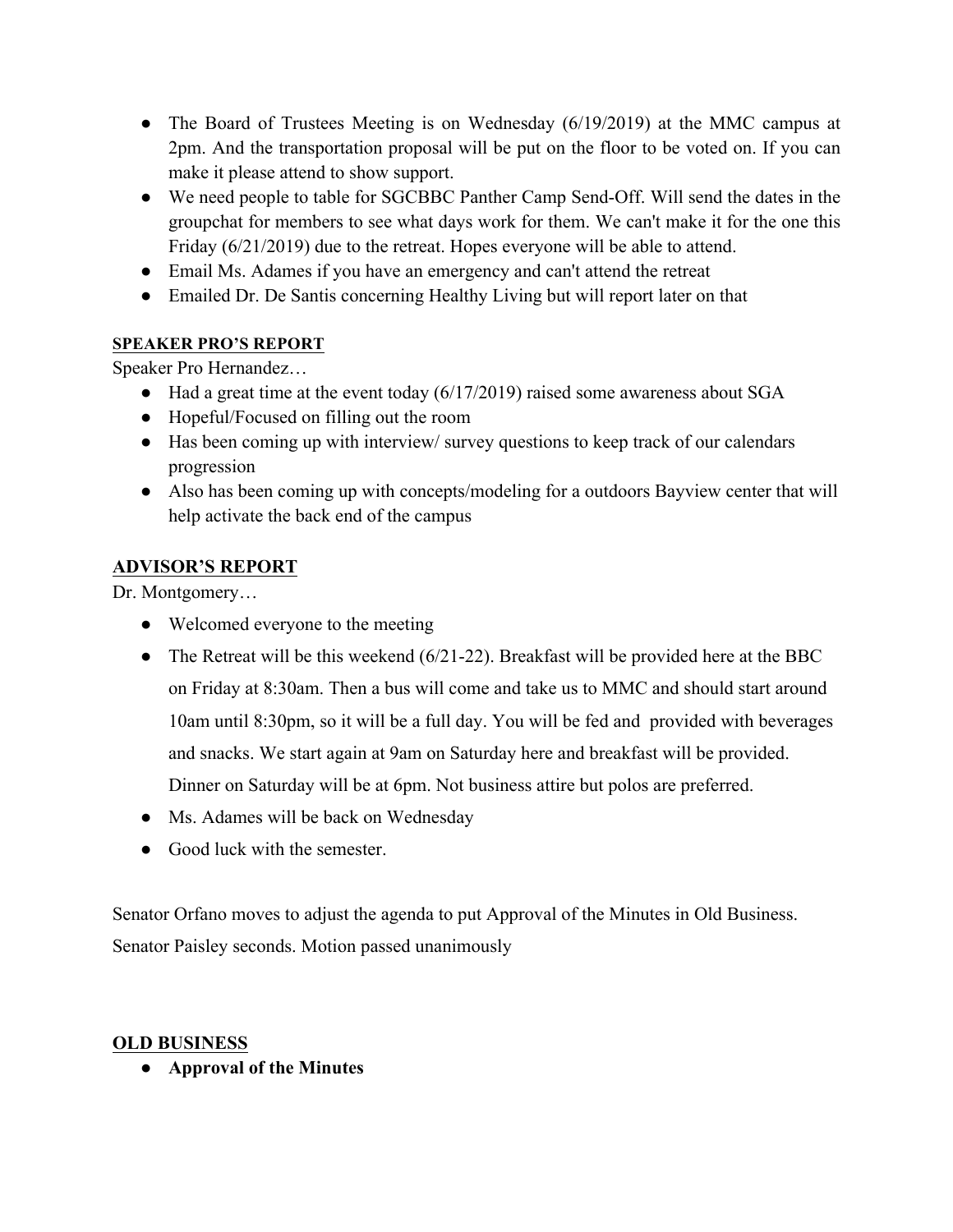- The Board of Trustees Meeting is on Wednesday (6/19/2019) at the MMC campus at 2pm. And the transportation proposal will be put on the floor to be voted on. If you can make it please attend to show support.
- We need people to table for SGCBBC Panther Camp Send-Off. Will send the dates in the groupchat for members to see what days work for them. We can't make it for the one this Friday (6/21/2019) due to the retreat. Hopes everyone will be able to attend.
- Email Ms. Adames if you have an emergency and can't attend the retreat
- Emailed Dr. De Santis concerning Healthy Living but will report later on that

**SPEAKER PRO'S REPORT**

Speaker Pro Hernandez…

- Had a great time at the event today (6/17/2019) raised some awareness about SGA
- Hopeful/Focused on filling out the room
- Has been coming up with interview/ survey questions to keep track of our calendars progression
- Also has been coming up with concepts/modeling for a outdoors Bayview center that will help activate the back end of the campus

**ADVISOR'S REPORT**

Dr. Montgomery…

- Welcomed everyone to the meeting
- The Retreat will be this weekend (6/21-22). Breakfast will be provided here at the BBC on Friday at 8:30am. Then a bus will come and take us to MMC and should start around 10am until 8:30pm, so it will be a full day. You will be fed and provided with beverages and snacks. We start again at 9am on Saturday here and breakfast will be provided. Dinner on Saturday will be at 6pm. Not business attire but polos are preferred.
- Ms. Adames will be back on Wednesday
- Good luck with the semester.

Senator Orfano moves to adjust the agenda to put Approval of the Minutes in Old Business. Senator Paisley seconds. Motion passed unanimously

**OLD BUSINESS**

- **Approval of the Minutes**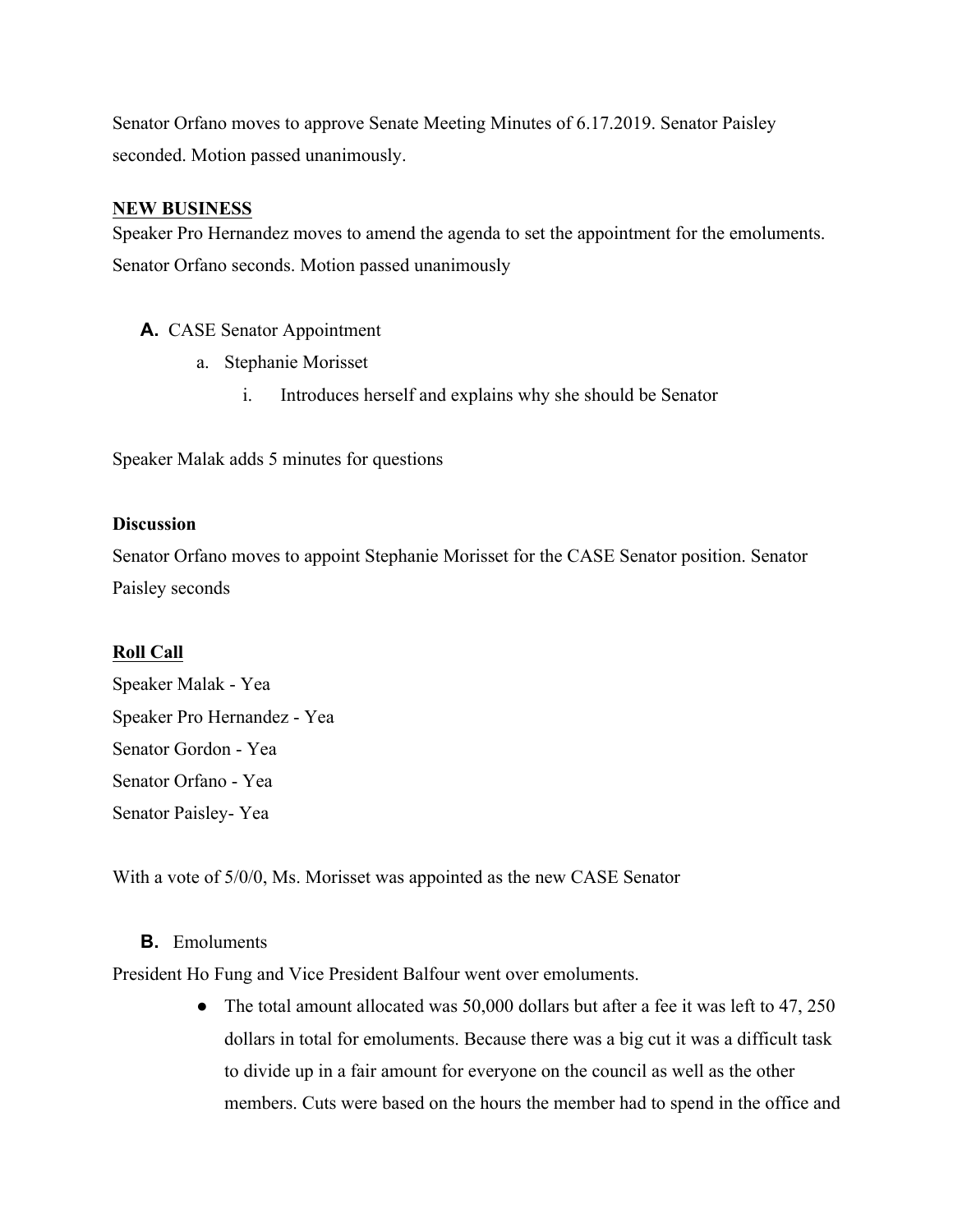Senator Orfano moves to approve Senate Meeting Minutes of 6.17.2019. Senator Paisley seconded. Motion passed unanimously.

**NEW BUSINESS**

Speaker Pro Hernandez moves to amend the agenda to set the appointment for the emoluments. Senator Orfano seconds. Motion passed unanimously

- **A.** CASE Senator Appointment
    - a. Stephanie Morisset
        - i. Introduces herself and explains why she should be Senator

Speaker Malak adds 5 minutes for questions

**Discussion**

Senator Orfano moves to appoint Stephanie Morisset for the CASE Senator position. Senator Paisley seconds

**Roll Call**

Speaker Malak - Yea

Speaker Pro Hernandez - Yea

Senator Gordon - Yea

Senator Orfano - Yea

Senator Paisley- Yea

With a vote of 5/0/0, Ms. Morisset was appointed as the new CASE Senator

- **B.** Emoluments

President Ho Fung and Vice President Balfour went over emoluments.

- The total amount allocated was 50,000 dollars but after a fee it was left to 47, 250 dollars in total for emoluments. Because there was a big cut it was a difficult task to divide up in a fair amount for everyone on the council as well as the other members. Cuts were based on the hours the member had to spend in the office and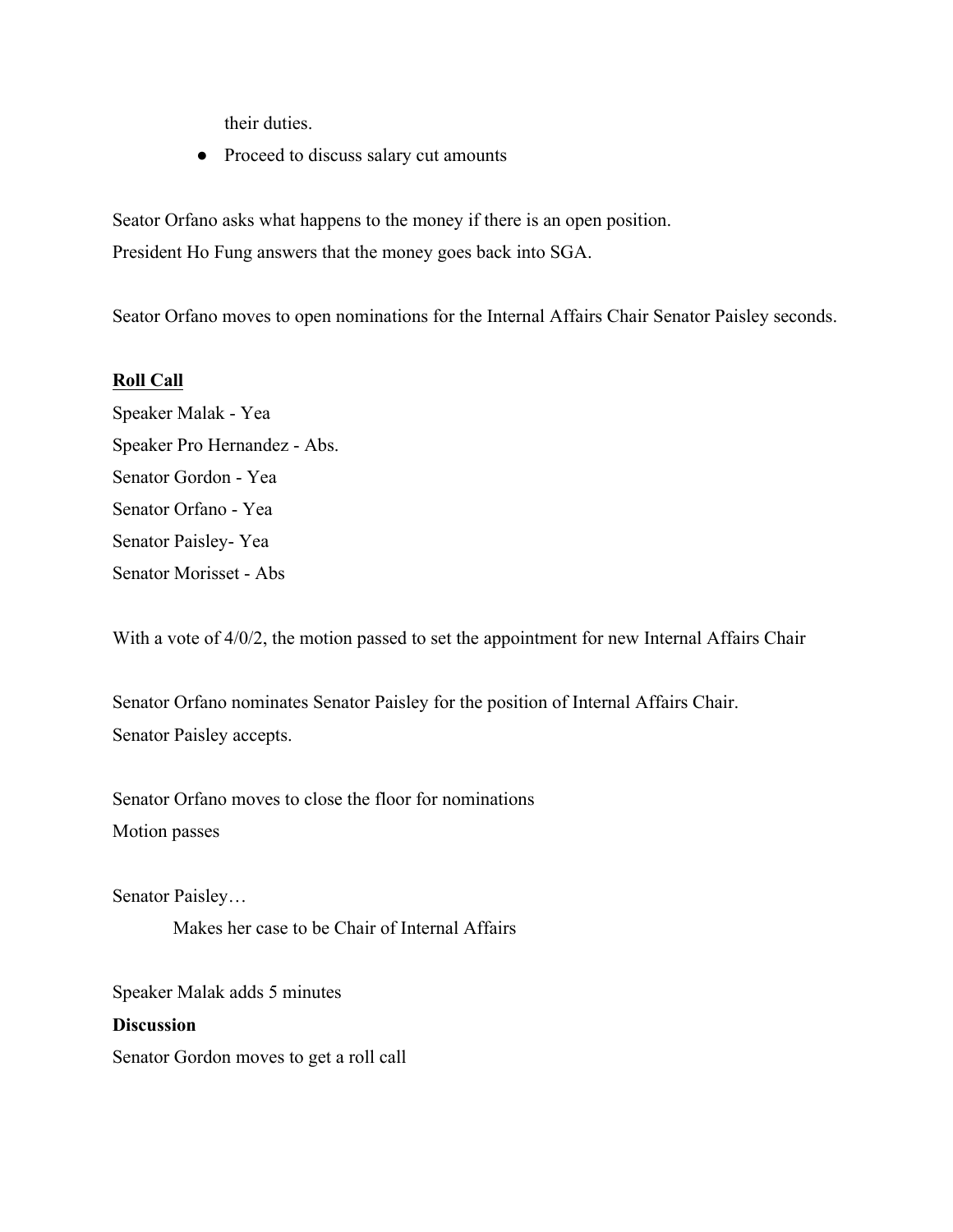their duties.

- Proceed to discuss salary cut amounts

Seator Orfano asks what happens to the money if there is an open position.
President Ho Fung answers that the money goes back into SGA.

Seator Orfano moves to open nominations for the Internal Affairs Chair Senator Paisley seconds.

**Roll Call**

Speaker Malak - Yea
Speaker Pro Hernandez - Abs.
Senator Gordon - Yea
Senator Orfano - Yea
Senator Paisley- Yea
Senator Morisset - Abs

With a vote of 4/0/2, the motion passed to set the appointment for new Internal Affairs Chair

Senator Orfano nominates Senator Paisley for the position of Internal Affairs Chair.
Senator Paisley accepts.

Senator Orfano moves to close the floor for nominations
Motion passes

Senator Paisley…

Makes her case to be Chair of Internal Affairs

Speaker Malak adds 5 minutes

**Discussion**

Senator Gordon moves to get a roll call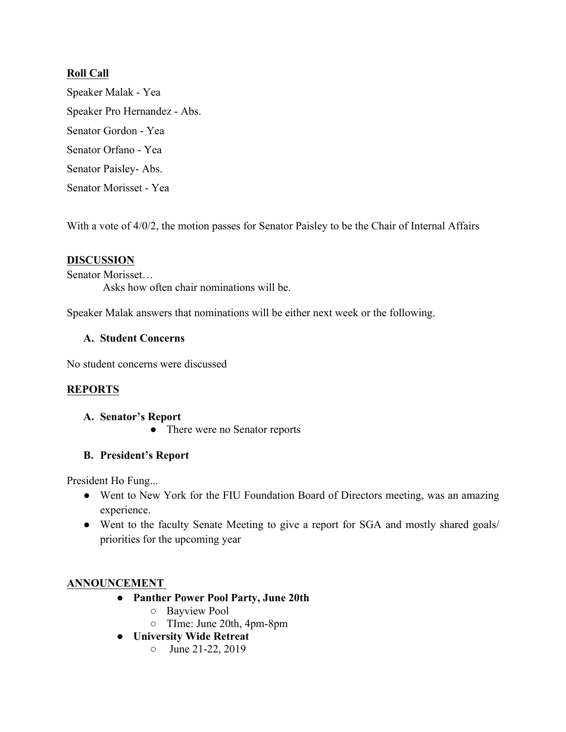**Roll Call**

Speaker Malak - Yea

Speaker Pro Hernandez - Abs.

Senator Gordon - Yea

Senator Orfano - Yea

Senator Paisley- Abs.

Senator Morisset - Yea

With a vote of 4/0/2, the motion passes for Senator Paisley to be the Chair of Internal Affairs

**DISCUSSION**

Senator Morisset…

Asks how often chair nominations will be.

Speaker Malak answers that nominations will be either next week or the following.

**A. Student Concerns**

No student concerns were discussed

**REPORTS**

**A. Senator's Report**

- There were no Senator reports

**B. President's Report**

President Ho Fung...

- Went to New York for the FIU Foundation Board of Directors meeting, was an amazing experience.
- Went to the faculty Senate Meeting to give a report for SGA and mostly shared goals/ priorities for the upcoming year

**ANNOUNCEMENT**

- **Panther Power Pool Party, June 20th**
  - Bayview Pool
  - TIme: June 20th, 4pm-8pm
- **University Wide Retreat**
  - June 21-22, 2019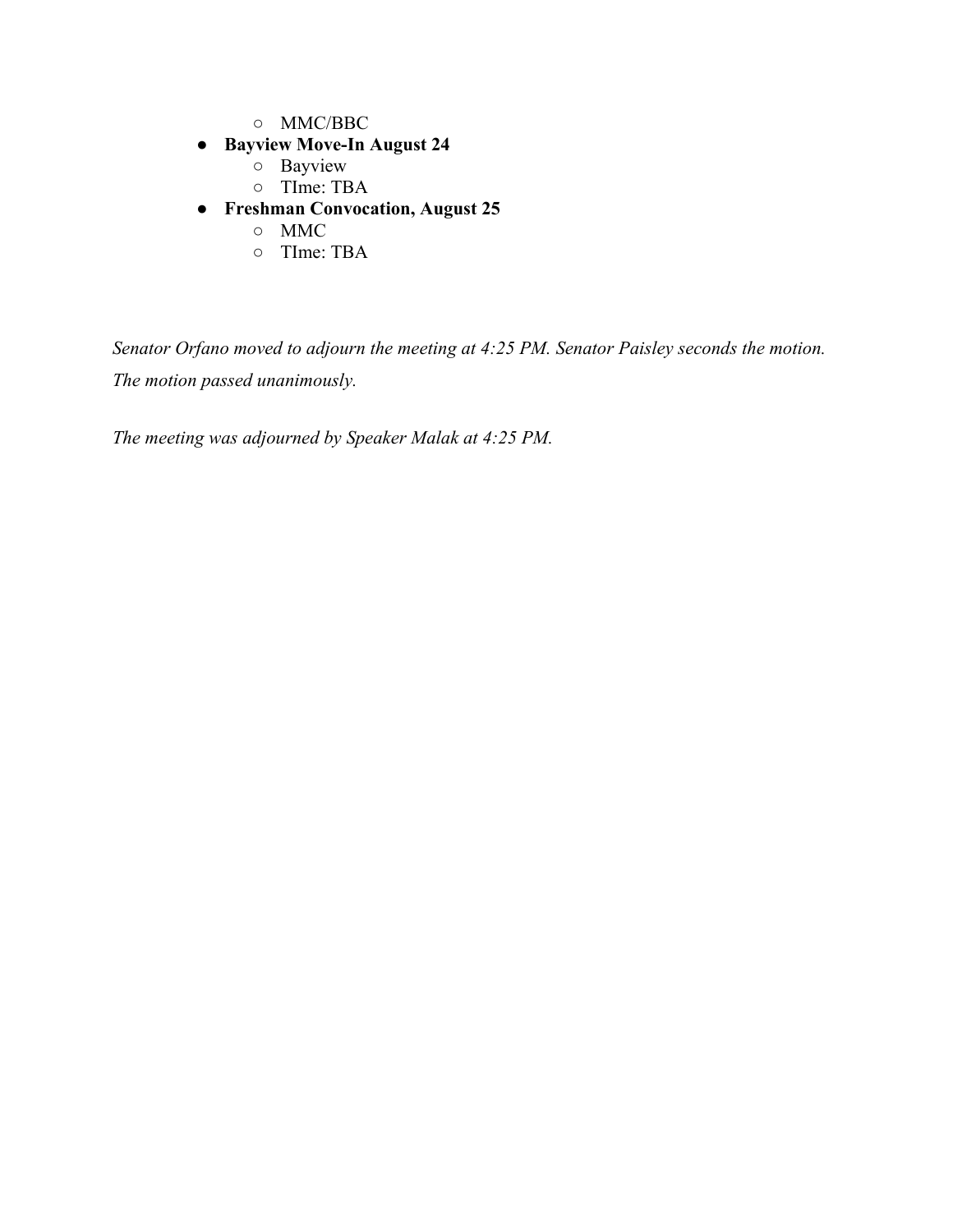- MMC/BBC
- **Bayview Move-In August 24**
    - Bayview
    - TIme: TBA
- **Freshman Convocation, August 25**
    - MMC
    - TIme: TBA

*Senator Orfano moved to adjourn the meeting at 4:25 PM. Senator Paisley seconds the motion. The motion passed unanimously.*

*The meeting was adjourned by Speaker Malak at 4:25 PM.*